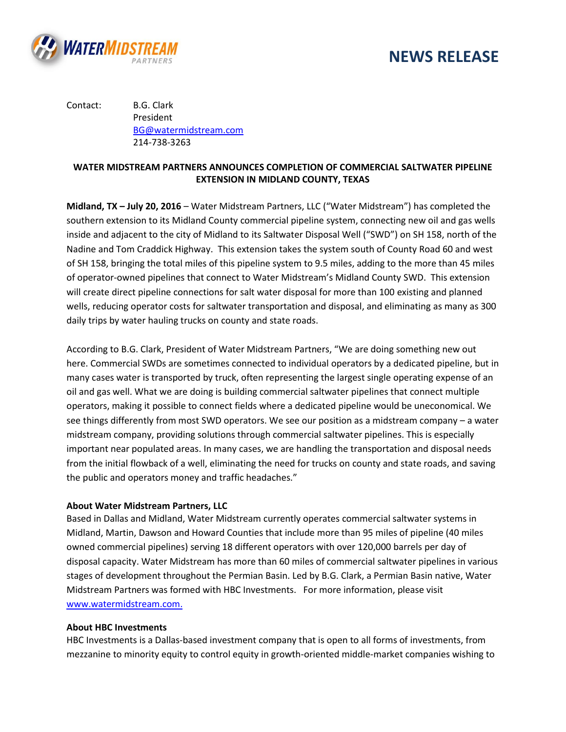# NEWS RELEASE

Contact: B.G. Clark
President
BG@watermidstream.com
214-738-3263

**WATER MIDSTREAM PARTNERS ANNOUNCES COMPLETION OF COMMERCIAL SALTWATER PIPELINE EXTENSION IN MIDLAND COUNTY, TEXAS**

**Midland, TX – July 20, 2016** – Water Midstream Partners, LLC ("Water Midstream") has completed the southern extension to its Midland County commercial pipeline system, connecting new oil and gas wells inside and adjacent to the city of Midland to its Saltwater Disposal Well ("SWD") on SH 158, north of the Nadine and Tom Craddick Highway. This extension takes the system south of County Road 60 and west of SH 158, bringing the total miles of this pipeline system to 9.5 miles, adding to the more than 45 miles of operator-owned pipelines that connect to Water Midstream's Midland County SWD. This extension will create direct pipeline connections for salt water disposal for more than 100 existing and planned wells, reducing operator costs for saltwater transportation and disposal, and eliminating as many as 300 daily trips by water hauling trucks on county and state roads.

According to B.G. Clark, President of Water Midstream Partners, "We are doing something new out here. Commercial SWDs are sometimes connected to individual operators by a dedicated pipeline, but in many cases water is transported by truck, often representing the largest single operating expense of an oil and gas well. What we are doing is building commercial saltwater pipelines that connect multiple operators, making it possible to connect fields where a dedicated pipeline would be uneconomical. We see things differently from most SWD operators. We see our position as a midstream company – a water midstream company, providing solutions through commercial saltwater pipelines. This is especially important near populated areas. In many cases, we are handling the transportation and disposal needs from the initial flowback of a well, eliminating the need for trucks on county and state roads, and saving the public and operators money and traffic headaches."

**About Water Midstream Partners, LLC**

Based in Dallas and Midland, Water Midstream currently operates commercial saltwater systems in Midland, Martin, Dawson and Howard Counties that include more than 95 miles of pipeline (40 miles owned commercial pipelines) serving 18 different operators with over 120,000 barrels per day of disposal capacity. Water Midstream has more than 60 miles of commercial saltwater pipelines in various stages of development throughout the Permian Basin. Led by B.G. Clark, a Permian Basin native, Water Midstream Partners was formed with HBC Investments. For more information, please visit www.watermidstream.com.

**About HBC Investments**

HBC Investments is a Dallas-based investment company that is open to all forms of investments, from mezzanine to minority equity to control equity in growth-oriented middle-market companies wishing to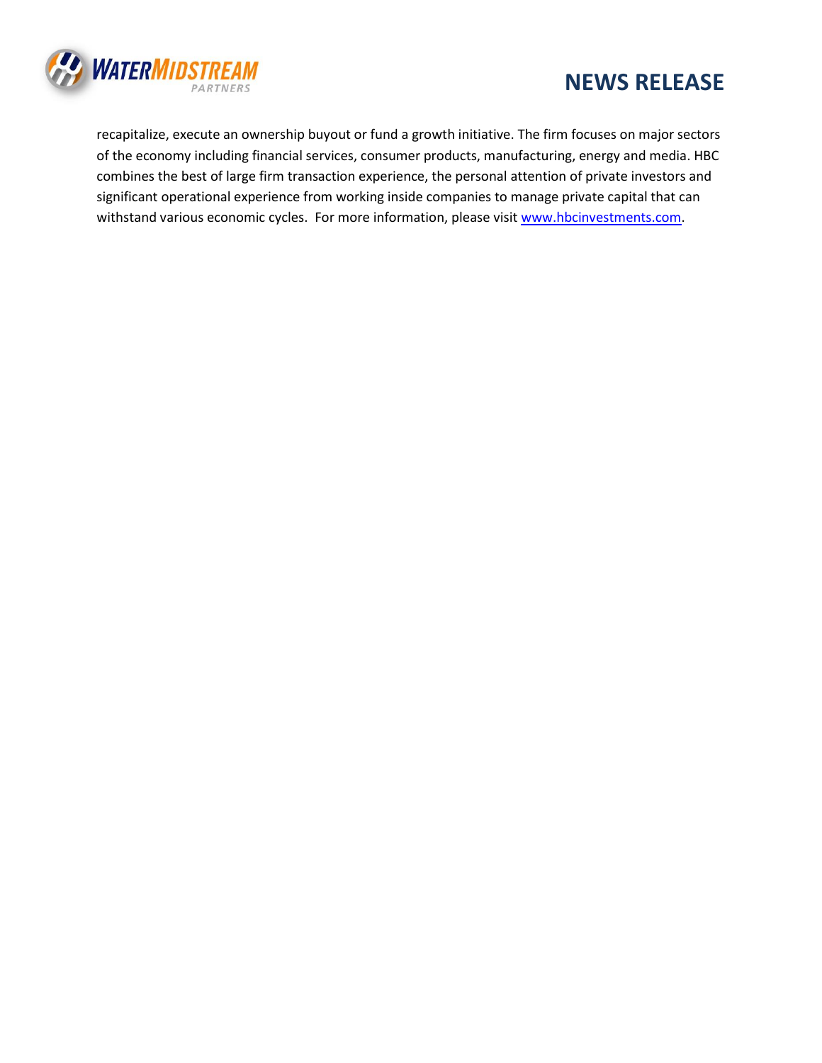recapitalize, execute an ownership buyout or fund a growth initiative. The firm focuses on major sectors of the economy including financial services, consumer products, manufacturing, energy and media. HBC combines the best of large firm transaction experience, the personal attention of private investors and significant operational experience from working inside companies to manage private capital that can withstand various economic cycles. For more information, please visit [www.hbcinvestments.com](http://www.hbcinvestments.com).